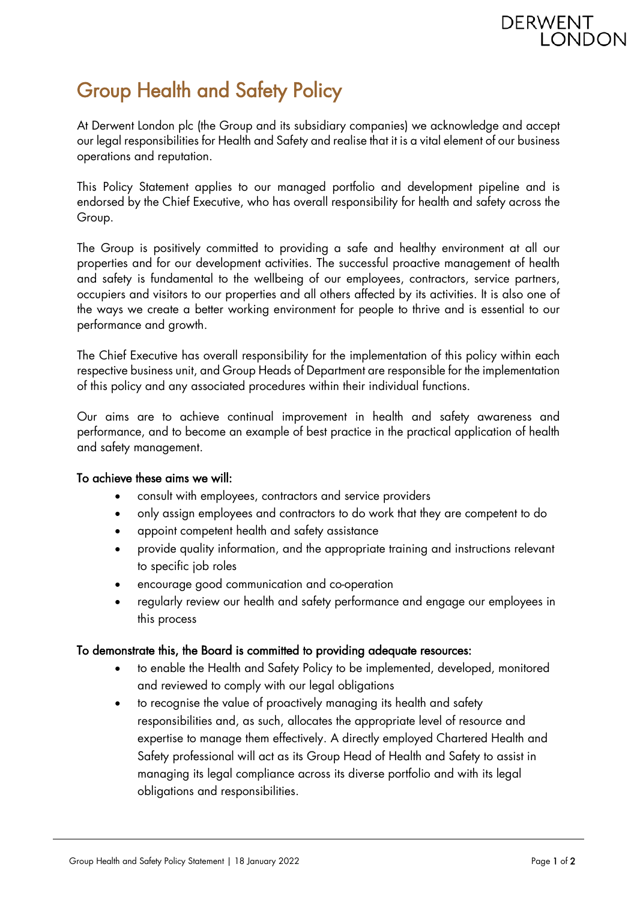# Group Health and Safety Policy

At Derwent London plc (the Group and its subsidiary companies) we acknowledge and accept our legal responsibilities for Health and Safety and realise that it is a vital element of our business operations and reputation.

This Policy Statement applies to our managed portfolio and development pipeline and is endorsed by the Chief Executive, who has overall responsibility for health and safety across the Group.

The Group is positively committed to providing a safe and healthy environment at all our properties and for our development activities. The successful proactive management of health and safety is fundamental to the wellbeing of our employees, contractors, service partners, occupiers and visitors to our properties and all others affected by its activities. It is also one of the ways we create a better working environment for people to thrive and is essential to our performance and growth.

The Chief Executive has overall responsibility for the implementation of this policy within each respective business unit, and Group Heads of Department are responsible for the implementation of this policy and any associated procedures within their individual functions.

Our aims are to achieve continual improvement in health and safety awareness and performance, and to become an example of best practice in the practical application of health and safety management.

### To achieve these aims we will:

- consult with employees, contractors and service providers
- only assign employees and contractors to do work that they are competent to do
- appoint competent health and safety assistance
- provide quality information, and the appropriate training and instructions relevant to specific job roles
- encourage good communication and co-operation
- regularly review our health and safety performance and engage our employees in this process

### To demonstrate this, the Board is committed to providing adequate resources:

- to enable the Health and Safety Policy to be implemented, developed, monitored and reviewed to comply with our legal obligations
- to recognise the value of proactively managing its health and safety responsibilities and, as such, allocates the appropriate level of resource and expertise to manage them effectively. A directly employed Chartered Health and Safety professional will act as its Group Head of Health and Safety to assist in managing its legal compliance across its diverse portfolio and with its legal obligations and responsibilities.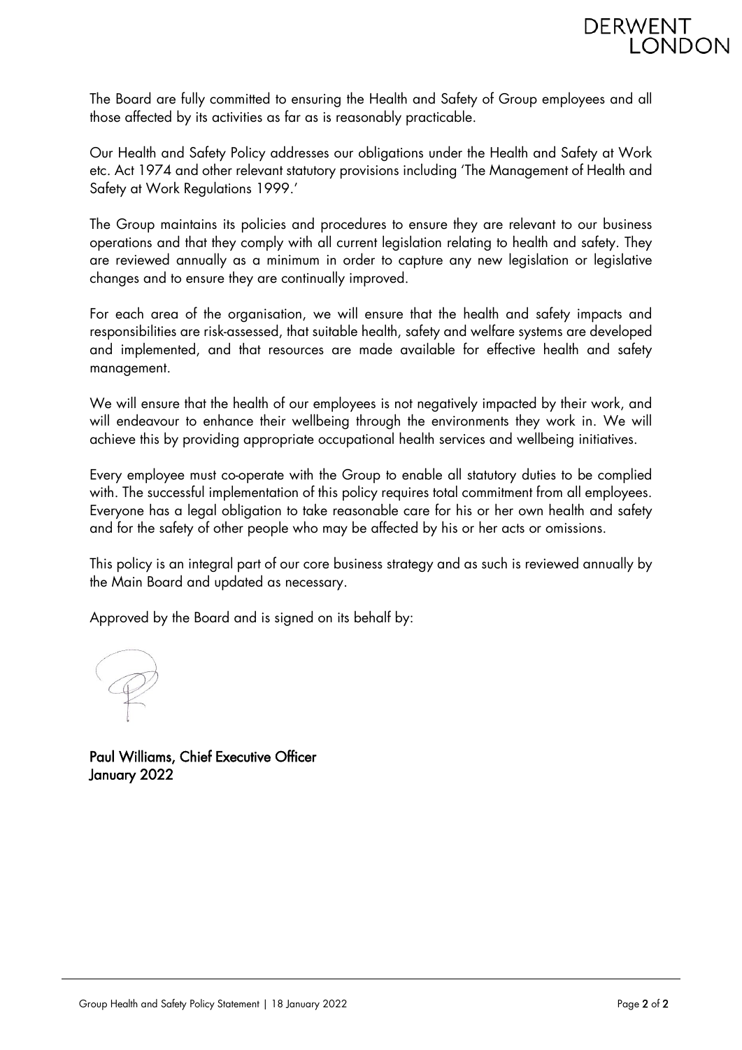The Board are fully committed to ensuring the Health and Safety of Group employees and all those affected by its activities as far as is reasonably practicable.

Our Health and Safety Policy addresses our obligations under the Health and Safety at Work etc. Act 1974 and other relevant statutory provisions including 'The Management of Health and Safety at Work Regulations 1999.'

The Group maintains its policies and procedures to ensure they are relevant to our business operations and that they comply with all current legislation relating to health and safety. They are reviewed annually as a minimum in order to capture any new legislation or legislative changes and to ensure they are continually improved.

For each area of the organisation, we will ensure that the health and safety impacts and responsibilities are risk-assessed, that suitable health, safety and welfare systems are developed and implemented, and that resources are made available for effective health and safety management.

We will ensure that the health of our employees is not negatively impacted by their work, and will endeavour to enhance their wellbeing through the environments they work in. We will achieve this by providing appropriate occupational health services and wellbeing initiatives.

Every employee must co-operate with the Group to enable all statutory duties to be complied with. The successful implementation of this policy requires total commitment from all employees. Everyone has a legal obligation to take reasonable care for his or her own health and safety and for the safety of other people who may be affected by his or her acts or omissions.

This policy is an integral part of our core business strategy and as such is reviewed annually by the Main Board and updated as necessary.

Approved by the Board and is signed on its behalf by:

**Paul Williams, Chief Executive Officer**
**January 2022**